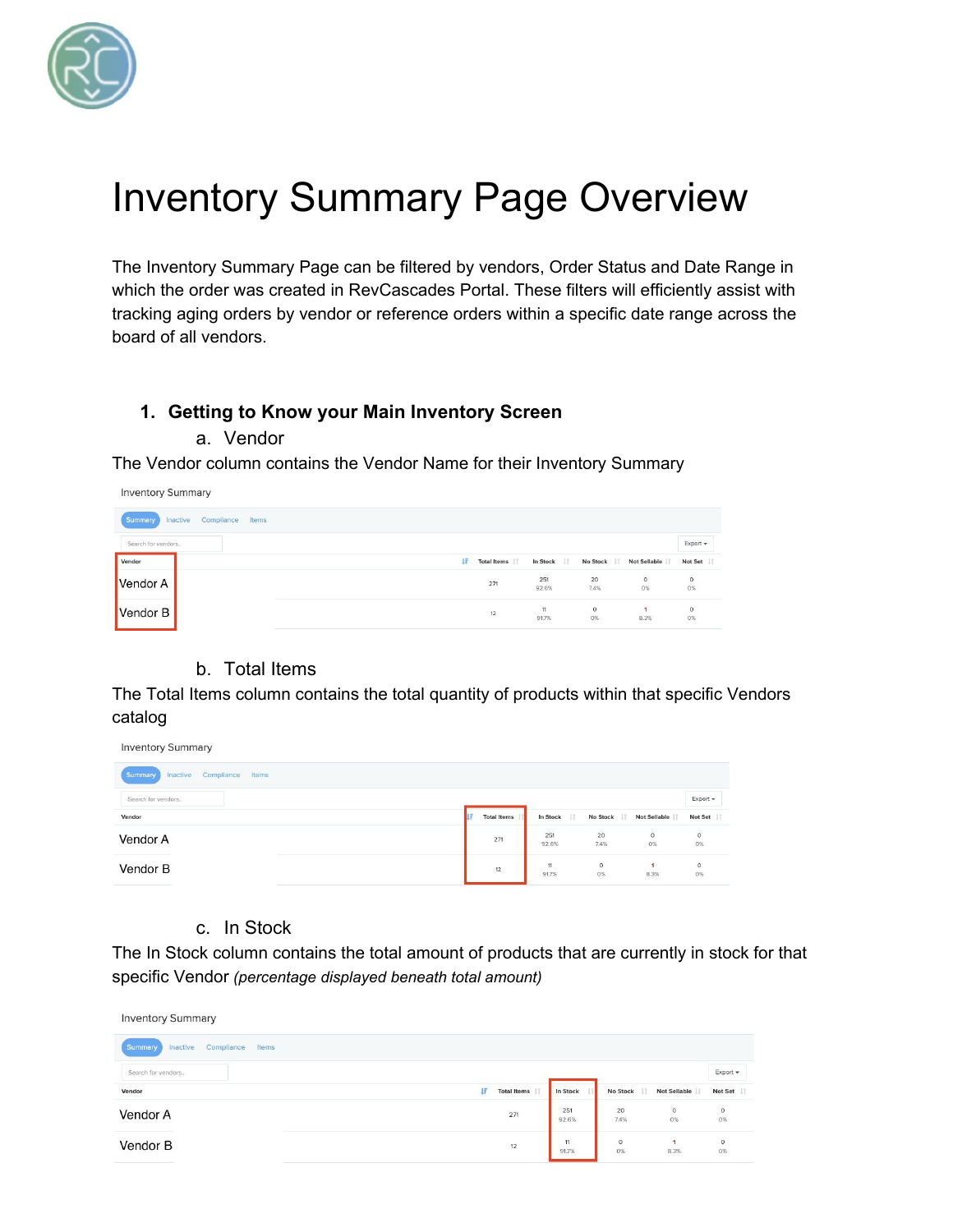# Inventory Summary Page Overview

The Inventory Summary Page can be filtered by vendors, Order Status and Date Range in which the order was created in RevCascades Portal. These filters will efficiently assist with tracking aging orders by vendor or reference orders within a specific date range across the board of all vendors.

1. **Getting to Know your Main Inventory Screen**

    a. Vendor

The Vendor column contains the Vendor Name for their Inventory Summary

Inventory Summary

Summary | Inactive | Compliance | Items

| Vendor | Total Items | In Stock | No Stock | Not Sellable | Not Set |
|---|---|---|---|---|---|
| Vendor A | 271 | 251<br>92.6% | 20<br>7.4% | 0<br>0% | 0<br>0% |
| Vendor B | 12 | 11<br>91.7% | 0<br>0% | 1<br>8.3% | 0<br>0% |

    b. Total Items

The Total Items column contains the total quantity of products within that specific Vendors catalog

Inventory Summary

Summary | Inactive | Compliance | Items

| Vendor | Total Items | In Stock | No Stock | Not Sellable | Not Set |
|---|---|---|---|---|---|
| Vendor A | 271 | 251<br>92.6% | 20<br>7.4% | 0<br>0% | 0<br>0% |
| Vendor B | 12 | 11<br>91.7% | 0<br>0% | 1<br>8.3% | 0<br>0% |

    c. In Stock

The In Stock column contains the total amount of products that are currently in stock for that specific Vendor *(percentage displayed beneath total amount)*

Inventory Summary

Summary | Inactive | Compliance | Items

| Vendor | Total Items | In Stock | No Stock | Not Sellable | Not Set |
|---|---|---|---|---|---|
| Vendor A | 271 | 251<br>92.6% | 20<br>7.4% | 0<br>0% | 0<br>0% |
| Vendor B | 12 | 11<br>91.7% | 0<br>0% | 1<br>8.3% | 0<br>0% |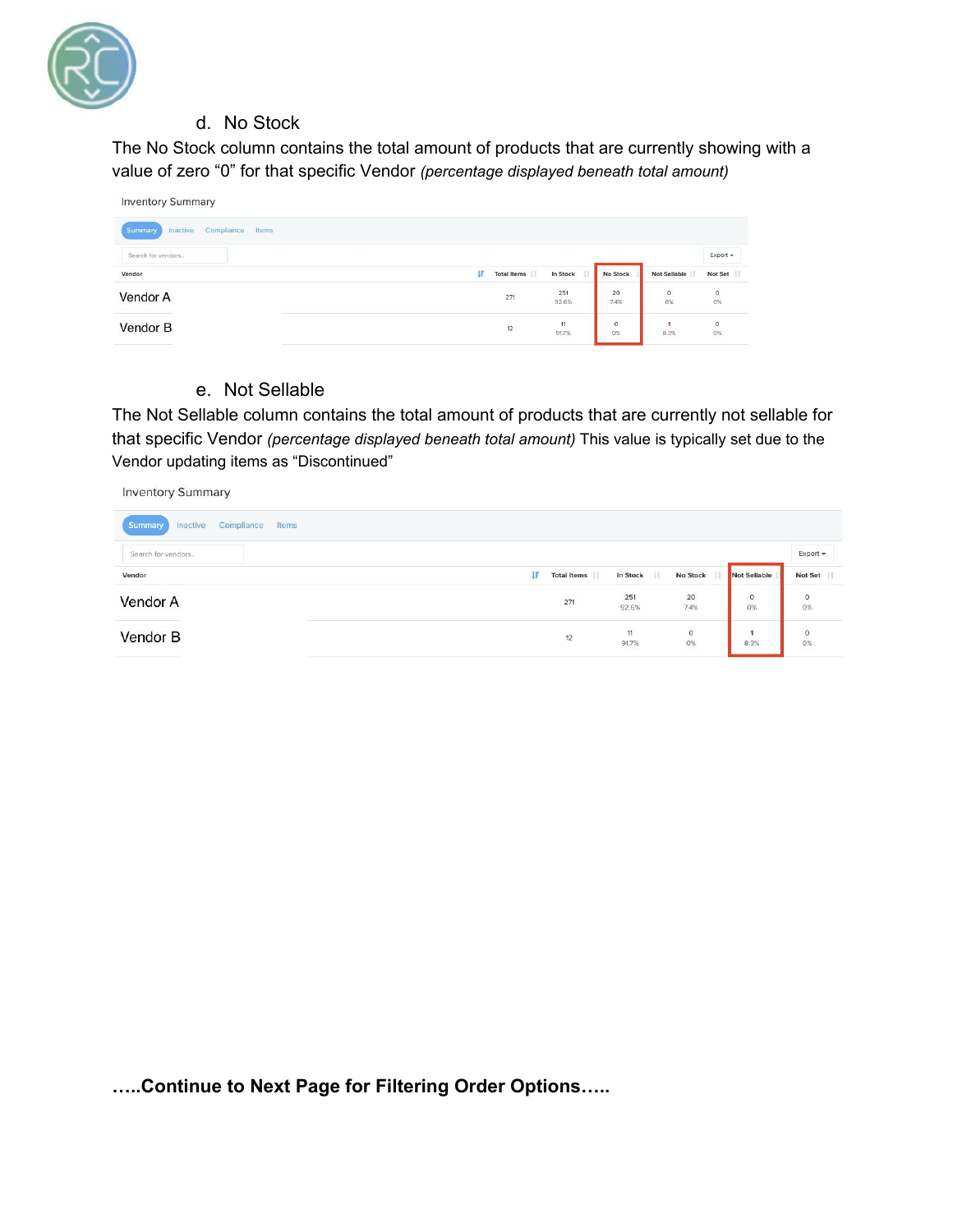d. No Stock

The No Stock column contains the total amount of products that are currently showing with a value of zero "0" for that specific Vendor *(percentage displayed beneath total amount)*

Inventory Summary

Summary | Inactive | Compliance | Items

| Vendor | Total Items | In Stock | No Stock | Not Sellable | Not Set |
|---|---|---|---|---|---|
| Vendor A | 271 | 251<br>92.6% | 20<br>7.4% | 0<br>0% | 0<br>0% |
| Vendor B | 12 | 11<br>91.7% | 0<br>0% | 1<br>8.3% | 0<br>0% |

e. Not Sellable

The Not Sellable column contains the total amount of products that are currently not sellable for that specific Vendor *(percentage displayed beneath total amount)* This value is typically set due to the Vendor updating items as "Discontinued"

Inventory Summary

Summary | Inactive | Compliance | Items

| Vendor | Total Items | In Stock | No Stock | Not Sellable | Not Set |
|---|---|---|---|---|---|
| Vendor A | 271 | 251<br>92.6% | 20<br>7.4% | 0<br>0% | 0<br>0% |
| Vendor B | 12 | 11<br>91.7% | 0<br>0% | 1<br>8.3% | 0<br>0% |

**…..Continue to Next Page for Filtering Order Options…..**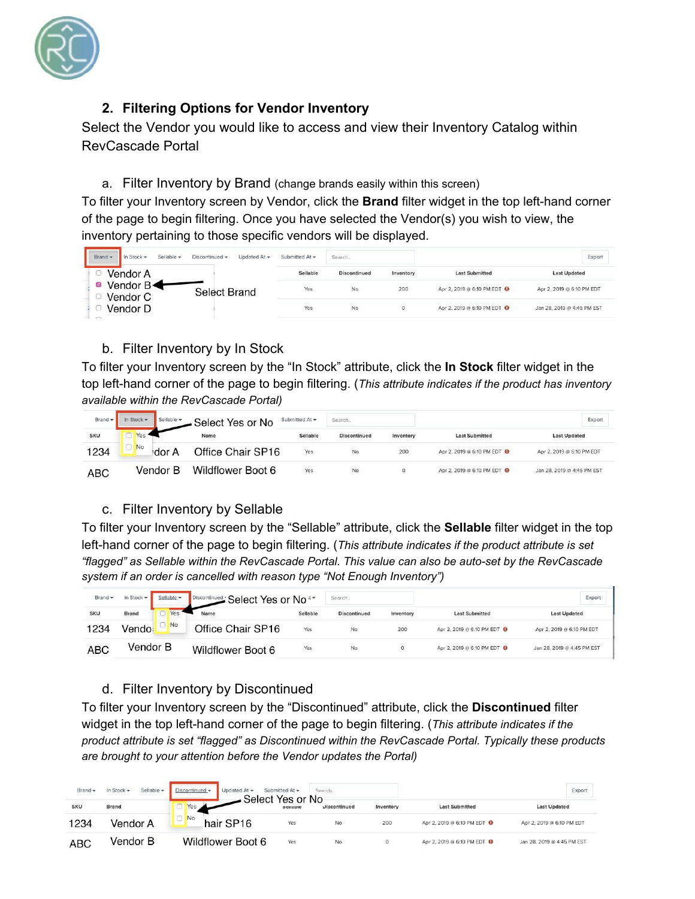## 2. Filtering Options for Vendor Inventory

Select the Vendor you would like to access and view their Inventory Catalog within RevCascade Portal

### a. Filter Inventory by Brand (change brands easily within this screen)

To filter your Inventory screen by Vendor, click the **Brand** filter widget in the top left-hand corner of the page to begin filtering. Once you have selected the Vendor(s) you wish to view, the inventory pertaining to those specific vendors will be displayed.

### b. Filter Inventory by In Stock

To filter your Inventory screen by the "In Stock" attribute, click the **In Stock** filter widget in the top left-hand corner of the page to begin filtering. (*This attribute indicates if the product has inventory available within the RevCascade Portal)*

### c. Filter Inventory by Sellable

To filter your Inventory screen by the "Sellable" attribute, click the **Sellable** filter widget in the top left-hand corner of the page to begin filtering. (*This attribute indicates if the product attribute is set "flagged" as Sellable within the RevCascade Portal. This value can also be auto-set by the RevCascade system if an order is cancelled with reason type "Not Enough Inventory")*

### d. Filter Inventory by Discontinued

To filter your Inventory screen by the "Discontinued" attribute, click the **Discontinued** filter widget in the top left-hand corner of the page to begin filtering. (*This attribute indicates if the product attribute is set "flagged" as Discontinued within the RevCascade Portal. Typically these products are brought to your attention before the Vendor updates the Portal)*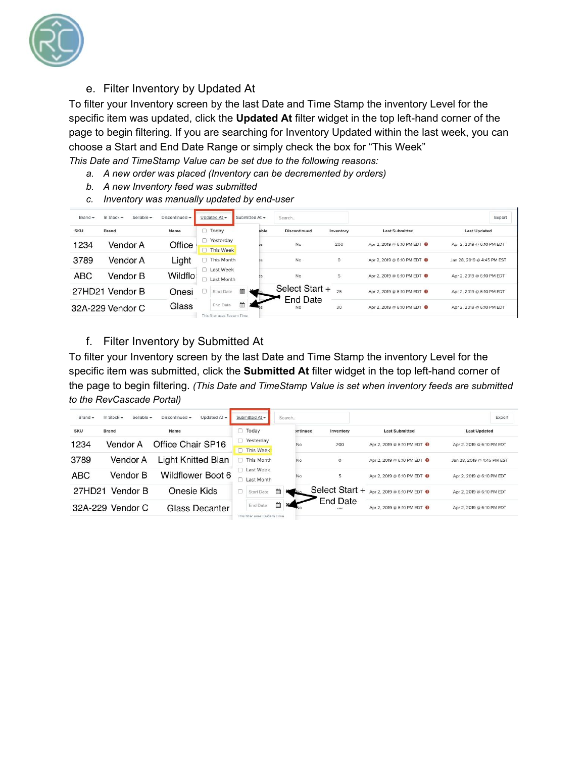e. Filter Inventory by Updated At

To filter your Inventory screen by the last Date and Time Stamp the inventory Level for the specific item was updated, click the **Updated At** filter widget in the top left-hand corner of the page to begin filtering. If you are searching for Inventory Updated within the last week, you can choose a Start and End Date Range or simply check the box for "This Week"

*This Date and TimeStamp Value can be set due to the following reasons:*

a. *A new order was placed (Inventory can be decremented by orders)*
b. *A new Inventory feed was submitted*
c. *Inventory was manually updated by end-user*

Brand ▾ In Stock ▾ Sellable ▾ Discontinued ▾ Updated At ▾ Submitted At ▾ Search.. Export

Today
Yesterday
This Week
This Month
Last Week
Last Month
Start Date
End Date
This filter uses Eastern Time

Select Start + End Date

| SKU | Brand | Name | ...able | Discontinued | Inventory | Last Submitted | Last Updated |
|---|---|---|---|---|---|---|---|
| 1234 | Vendor A | Office | ...s | No | 200 | Apr 2, 2019 @ 6:10 PM EDT | Apr 2, 2019 @ 6:10 PM EDT |
| 3789 | Vendor A | Light | ...s | No | 0 | Apr 2, 2019 @ 6:10 PM EDT | Jan 28, 2019 @ 4:45 PM EST |
| ABC | Vendor B | Wildflo | ...s | No | 5 | Apr 2, 2019 @ 6:10 PM EDT | Apr 2, 2019 @ 6:10 PM EDT |
| 27HD21 | Vendor B | Onesi | ...s | | 25 | Apr 2, 2019 @ 6:10 PM EDT | Apr 2, 2019 @ 6:10 PM EDT |
| 32A-229 | Vendor C | Glass | ...s | No | 30 | Apr 2, 2019 @ 6:10 PM EDT | Apr 2, 2019 @ 6:10 PM EDT |

f. Filter Inventory by Submitted At

To filter your Inventory screen by the last Date and Time Stamp the inventory Level for the specific item was submitted, click the **Submitted At** filter widget in the top left-hand corner of the page to begin filtering. *(This Date and TimeStamp Value is set when inventory feeds are submitted to the RevCascade Portal)*

Brand ▾ In Stock ▾ Sellable ▾ Discontinued ▾ Updated At ▾ Submitted At ▾ Search.. Export

Today
Yesterday
This Week
This Month
Last Week
Last Month
Start Date
End Date
This filter uses Eastern Time

Select Start + End Date

| SKU | Brand | Name | ...ontinued | Inventory | Last Submitted | Last Updated |
|---|---|---|---|---|---|---|
| 1234 | Vendor A | Office Chair SP16 | No | 200 | Apr 2, 2019 @ 6:10 PM EDT | Apr 2, 2019 @ 6:10 PM EDT |
| 3789 | Vendor A | Light Knitted Blan | No | 0 | Apr 2, 2019 @ 6:10 PM EDT | Jan 28, 2019 @ 4:45 PM EST |
| ABC | Vendor B | Wildflower Boot 6 | No | 5 | Apr 2, 2019 @ 6:10 PM EDT | Apr 2, 2019 @ 6:10 PM EDT |
| 27HD21 | Vendor B | Onesie Kids | No | | Apr 2, 2019 @ 6:10 PM EDT | Apr 2, 2019 @ 6:10 PM EDT |
| 32A-229 | Vendor C | Glass Decanter | No | | Apr 2, 2019 @ 6:10 PM EDT | Apr 2, 2019 @ 6:10 PM EDT |